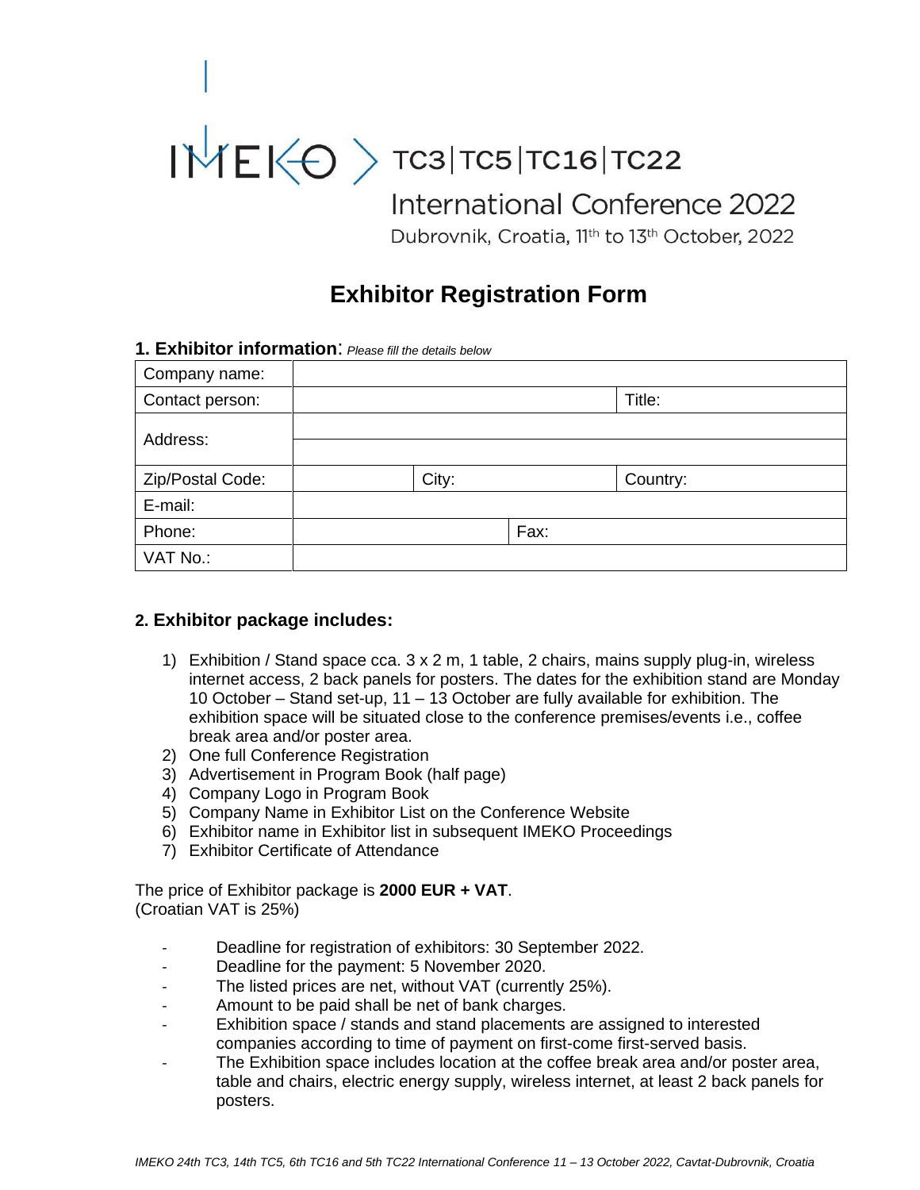IMEKO TC3 | TC5 | TC16 | TC22

International Conference 2022

Dubrovnik, Croatia, 11th to 13th October, 2022

# Exhibitor Registration Form

## 1. Exhibitor information: *Please fill the details below*

| | | | |
|---|---|---|---|
| Company name: | | | |
| Contact person: | | | Title: |
| Address: | | | |
| | | | |
| Zip/Postal Code: | | City: | Country: |
| E-mail: | | | |
| Phone: | | Fax: | |
| VAT No.: | | | |

## 2. Exhibitor package includes:

1) Exhibition / Stand space cca. 3 x 2 m, 1 table, 2 chairs, mains supply plug-in, wireless internet access, 2 back panels for posters. The dates for the exhibition stand are Monday 10 October – Stand set-up, 11 – 13 October are fully available for exhibition. The exhibition space will be situated close to the conference premises/events i.e., coffee break area and/or poster area.
2) One full Conference Registration
3) Advertisement in Program Book (half page)
4) Company Logo in Program Book
5) Company Name in Exhibitor List on the Conference Website
6) Exhibitor name in Exhibitor list in subsequent IMEKO Proceedings
7) Exhibitor Certificate of Attendance

The price of Exhibitor package is **2000 EUR + VAT**.
(Croatian VAT is 25%)

- Deadline for registration of exhibitors: 30 September 2022.
- Deadline for the payment: 5 November 2020.
- The listed prices are net, without VAT (currently 25%).
- Amount to be paid shall be net of bank charges.
- Exhibition space / stands and stand placements are assigned to interested companies according to time of payment on first-come first-served basis.
- The Exhibition space includes location at the coffee break area and/or poster area, table and chairs, electric energy supply, wireless internet, at least 2 back panels for posters.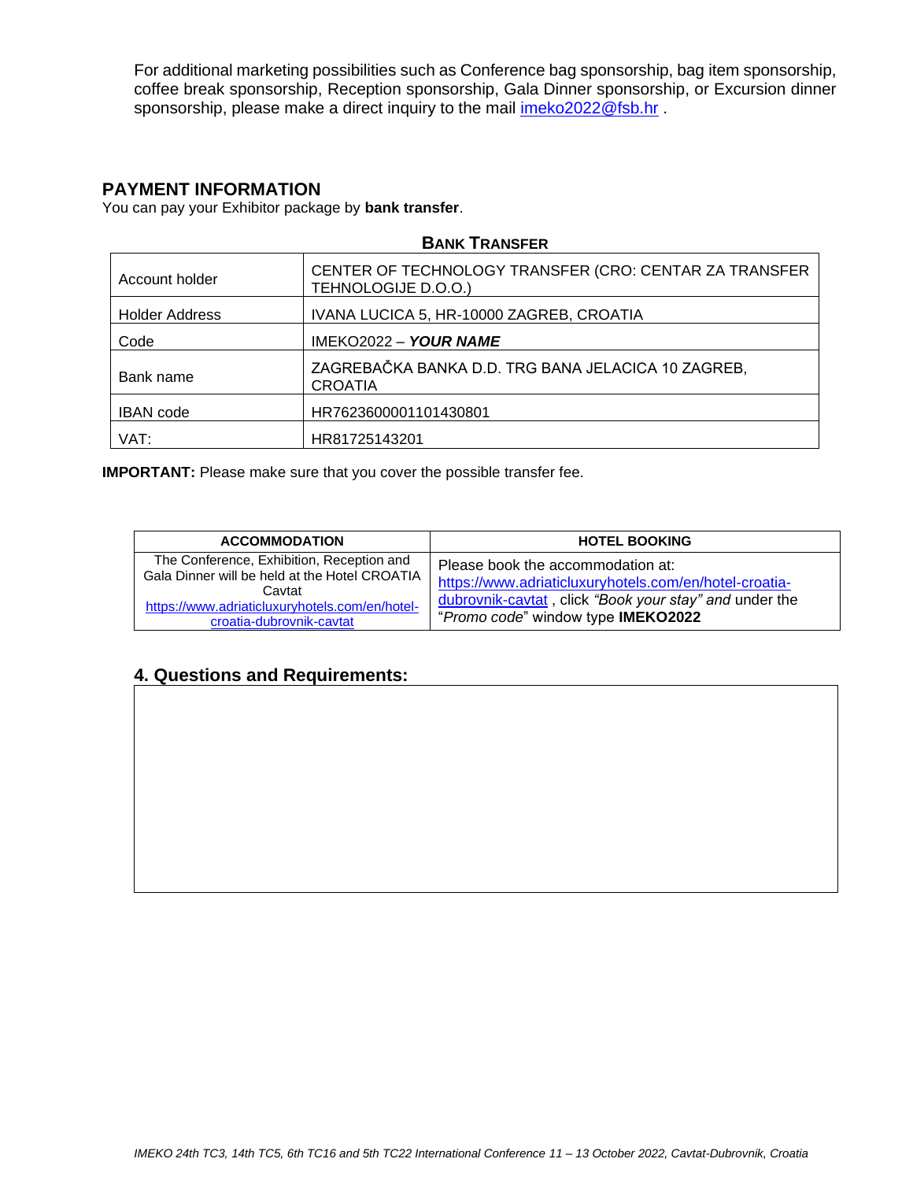For additional marketing possibilities such as Conference bag sponsorship, bag item sponsorship, coffee break sponsorship, Reception sponsorship, Gala Dinner sponsorship, or Excursion dinner sponsorship, please make a direct inquiry to the mail imeko2022@fsb.hr .

## PAYMENT INFORMATION

You can pay your Exhibitor package by **bank transfer**.

**BANK TRANSFER**

| | |
|---|---|
| Account holder | CENTER OF TECHNOLOGY TRANSFER (CRO: CENTAR ZA TRANSFER TEHNOLOGIJE D.O.O.) |
| Holder Address | IVANA LUCICA 5, HR-10000 ZAGREB, CROATIA |
| Code | IMEKO2022 – ***YOUR NAME*** |
| Bank name | ZAGREBAČKA BANKA D.D. TRG BANA JELACICA 10 ZAGREB, CROATIA |
| IBAN code | HR7623600001101430801 |
| VAT: | HR81725143201 |

**IMPORTANT:** Please make sure that you cover the possible transfer fee.

| ACCOMMODATION | HOTEL BOOKING |
|---|---|
| The Conference, Exhibition, Reception and Gala Dinner will be held at the Hotel CROATIA Cavtat https://www.adriaticluxuryhotels.com/en/hotel-croatia-dubrovnik-cavtat | Please book the accommodation at: https://www.adriaticluxuryhotels.com/en/hotel-croatia-dubrovnik-cavtat , click *"Book your stay" and* under the "*Promo code*" window type **IMEKO2022** |

## 4. Questions and Requirements: